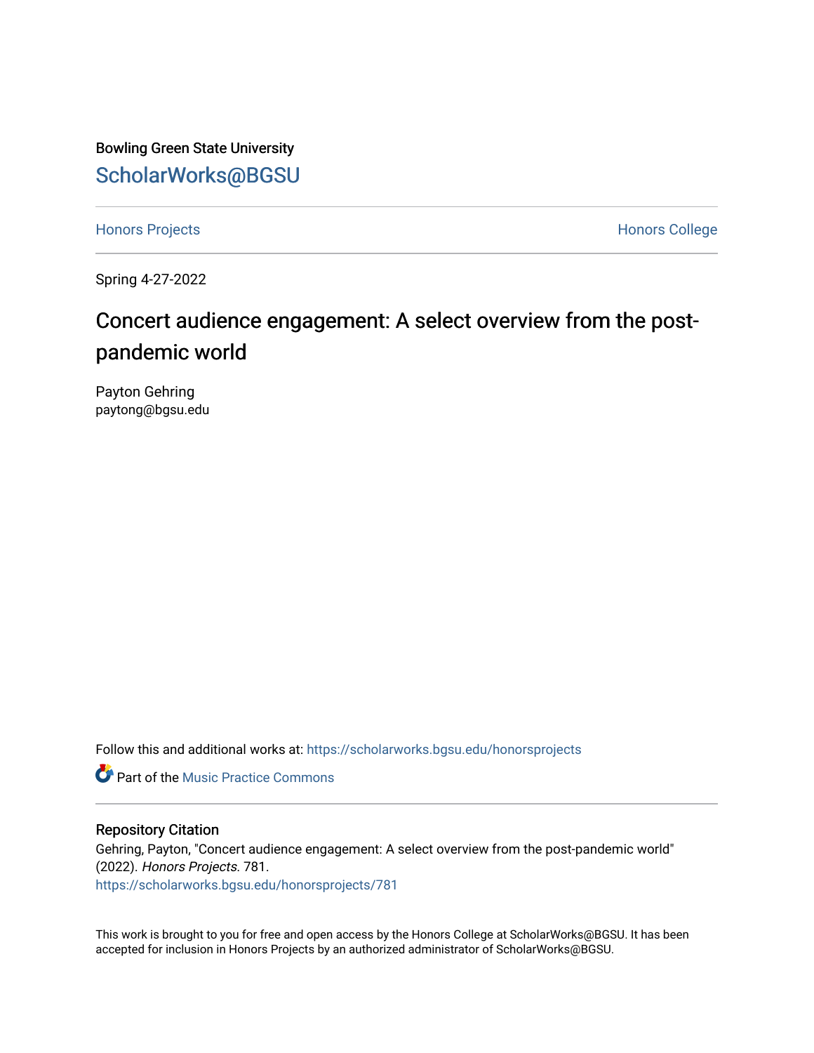Bowling Green State University

ScholarWorks@BGSU

Honors Projects

Honors College

Spring 4-27-2022

# Concert audience engagement: A select overview from the post-pandemic world

Payton Gehring
paytong@bgsu.edu

Follow this and additional works at: https://scholarworks.bgsu.edu/honorsprojects

Part of the Music Practice Commons

## Repository Citation

Gehring, Payton, "Concert audience engagement: A select overview from the post-pandemic world" (2022). *Honors Projects*. 781.
https://scholarworks.bgsu.edu/honorsprojects/781

This work is brought to you for free and open access by the Honors College at ScholarWorks@BGSU. It has been accepted for inclusion in Honors Projects by an authorized administrator of ScholarWorks@BGSU.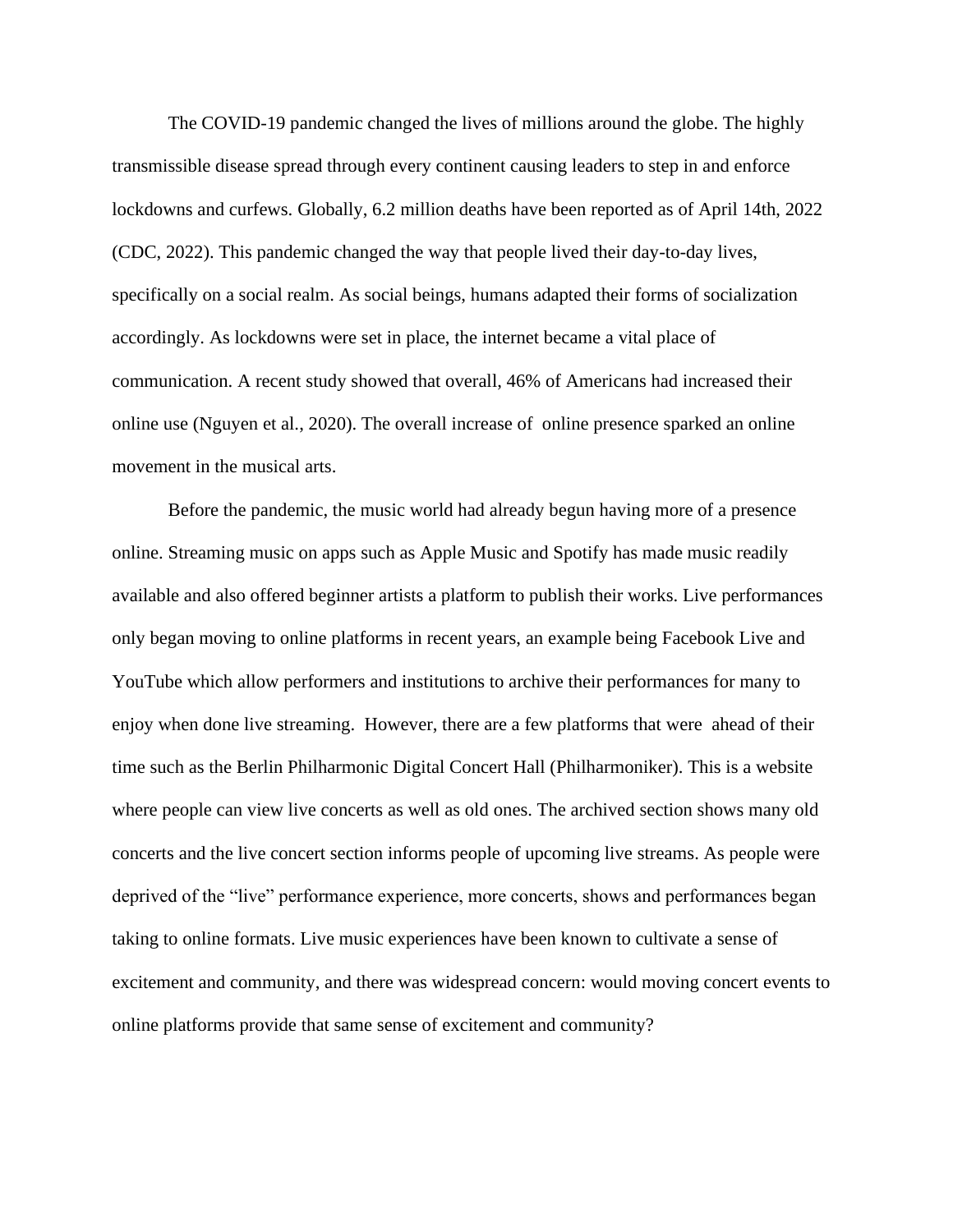The COVID-19 pandemic changed the lives of millions around the globe. The highly transmissible disease spread through every continent causing leaders to step in and enforce lockdowns and curfews. Globally, 6.2 million deaths have been reported as of April 14th, 2022 (CDC, 2022). This pandemic changed the way that people lived their day-to-day lives, specifically on a social realm. As social beings, humans adapted their forms of socialization accordingly. As lockdowns were set in place, the internet became a vital place of communication. A recent study showed that overall, 46% of Americans had increased their online use (Nguyen et al., 2020). The overall increase of online presence sparked an online movement in the musical arts.

Before the pandemic, the music world had already begun having more of a presence online. Streaming music on apps such as Apple Music and Spotify has made music readily available and also offered beginner artists a platform to publish their works. Live performances only began moving to online platforms in recent years, an example being Facebook Live and YouTube which allow performers and institutions to archive their performances for many to enjoy when done live streaming. However, there are a few platforms that were ahead of their time such as the Berlin Philharmonic Digital Concert Hall (Philharmoniker). This is a website where people can view live concerts as well as old ones. The archived section shows many old concerts and the live concert section informs people of upcoming live streams. As people were deprived of the "live" performance experience, more concerts, shows and performances began taking to online formats. Live music experiences have been known to cultivate a sense of excitement and community, and there was widespread concern: would moving concert events to online platforms provide that same sense of excitement and community?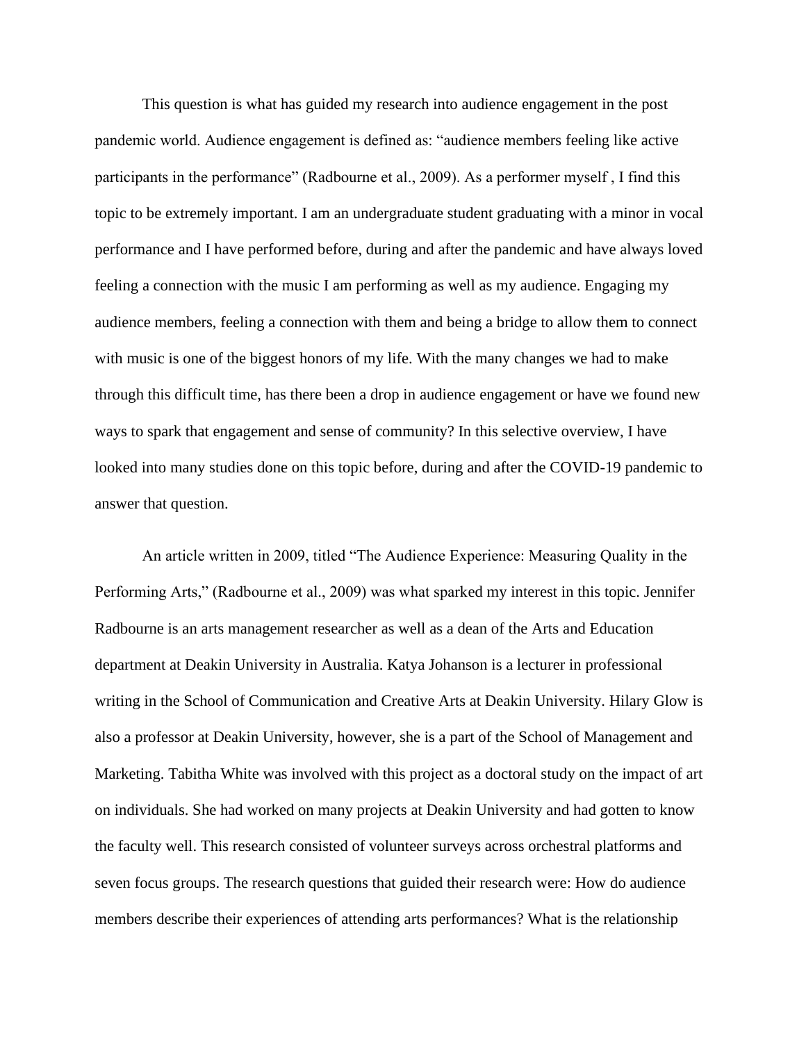This question is what has guided my research into audience engagement in the post pandemic world. Audience engagement is defined as: "audience members feeling like active participants in the performance" (Radbourne et al., 2009). As a performer myself , I find this topic to be extremely important. I am an undergraduate student graduating with a minor in vocal performance and I have performed before, during and after the pandemic and have always loved feeling a connection with the music I am performing as well as my audience. Engaging my audience members, feeling a connection with them and being a bridge to allow them to connect with music is one of the biggest honors of my life. With the many changes we had to make through this difficult time, has there been a drop in audience engagement or have we found new ways to spark that engagement and sense of community? In this selective overview, I have looked into many studies done on this topic before, during and after the COVID-19 pandemic to answer that question.

An article written in 2009, titled "The Audience Experience: Measuring Quality in the Performing Arts," (Radbourne et al., 2009) was what sparked my interest in this topic. Jennifer Radbourne is an arts management researcher as well as a dean of the Arts and Education department at Deakin University in Australia. Katya Johanson is a lecturer in professional writing in the School of Communication and Creative Arts at Deakin University. Hilary Glow is also a professor at Deakin University, however, she is a part of the School of Management and Marketing. Tabitha White was involved with this project as a doctoral study on the impact of art on individuals. She had worked on many projects at Deakin University and had gotten to know the faculty well. This research consisted of volunteer surveys across orchestral platforms and seven focus groups. The research questions that guided their research were: How do audience members describe their experiences of attending arts performances? What is the relationship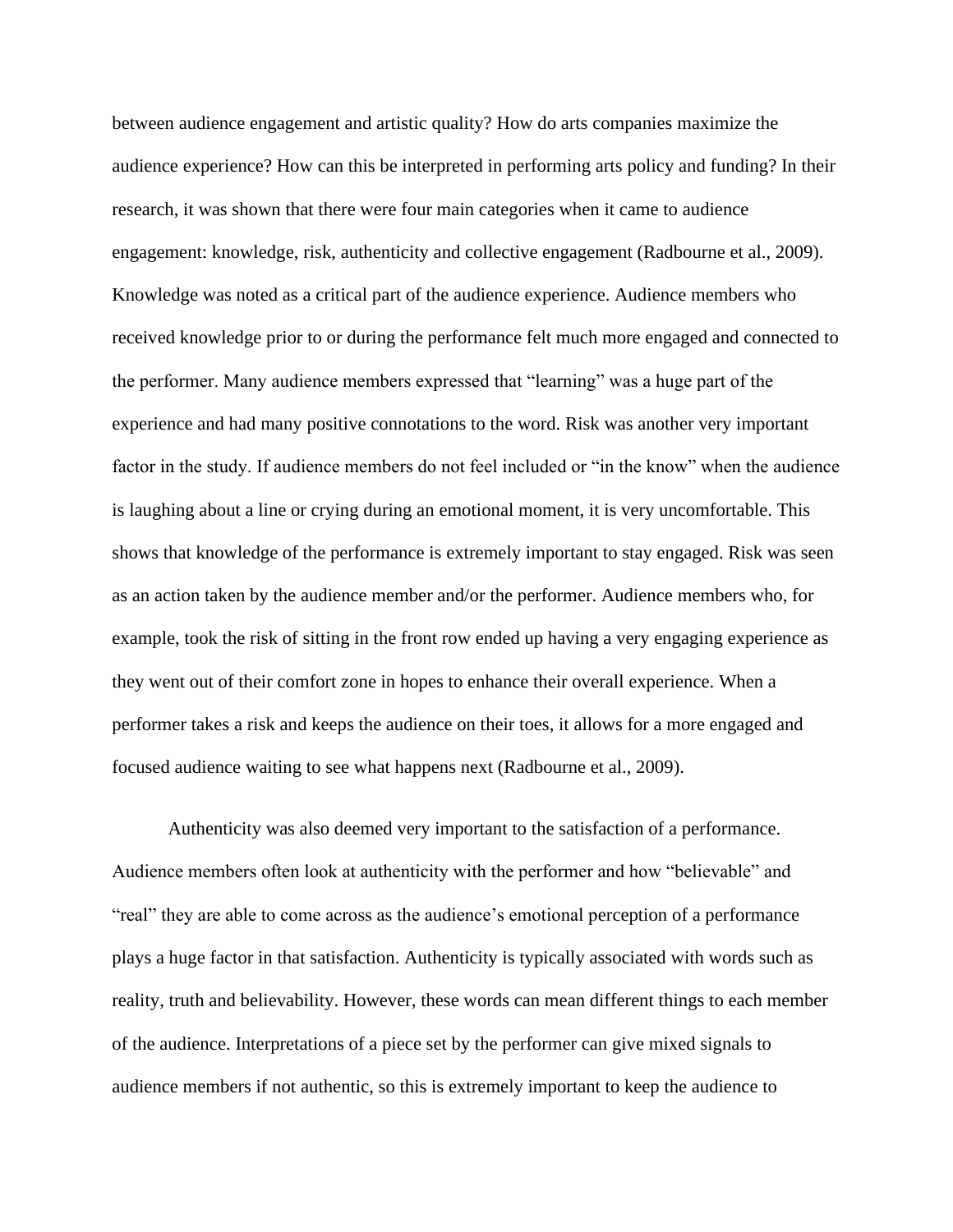between audience engagement and artistic quality? How do arts companies maximize the audience experience? How can this be interpreted in performing arts policy and funding? In their research, it was shown that there were four main categories when it came to audience engagement: knowledge, risk, authenticity and collective engagement (Radbourne et al., 2009). Knowledge was noted as a critical part of the audience experience. Audience members who received knowledge prior to or during the performance felt much more engaged and connected to the performer. Many audience members expressed that "learning" was a huge part of the experience and had many positive connotations to the word. Risk was another very important factor in the study. If audience members do not feel included or "in the know" when the audience is laughing about a line or crying during an emotional moment, it is very uncomfortable. This shows that knowledge of the performance is extremely important to stay engaged. Risk was seen as an action taken by the audience member and/or the performer. Audience members who, for example, took the risk of sitting in the front row ended up having a very engaging experience as they went out of their comfort zone in hopes to enhance their overall experience. When a performer takes a risk and keeps the audience on their toes, it allows for a more engaged and focused audience waiting to see what happens next (Radbourne et al., 2009).

Authenticity was also deemed very important to the satisfaction of a performance. Audience members often look at authenticity with the performer and how "believable" and "real" they are able to come across as the audience's emotional perception of a performance plays a huge factor in that satisfaction. Authenticity is typically associated with words such as reality, truth and believability. However, these words can mean different things to each member of the audience. Interpretations of a piece set by the performer can give mixed signals to audience members if not authentic, so this is extremely important to keep the audience to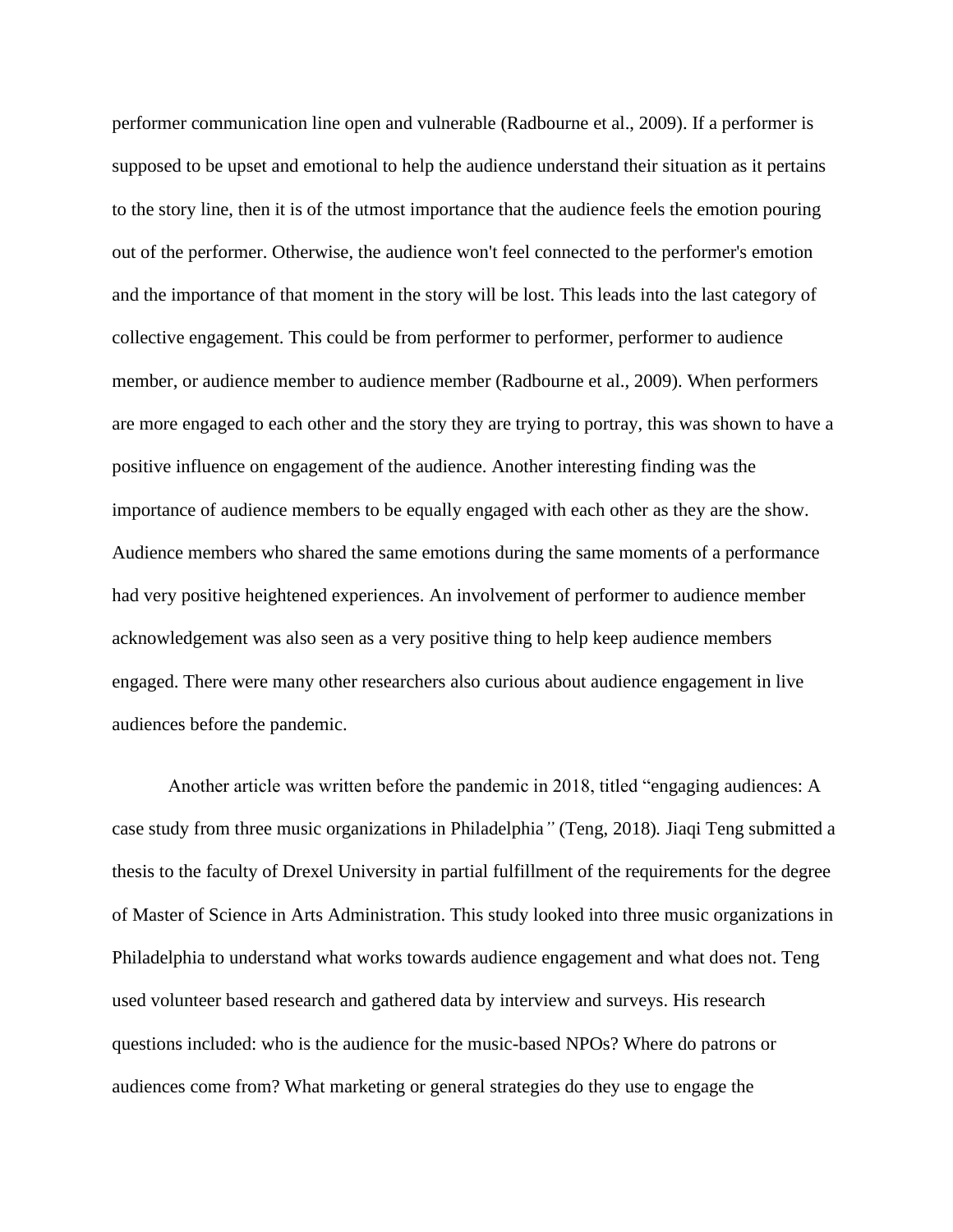performer communication line open and vulnerable (Radbourne et al., 2009). If a performer is supposed to be upset and emotional to help the audience understand their situation as it pertains to the story line, then it is of the utmost importance that the audience feels the emotion pouring out of the performer. Otherwise, the audience won't feel connected to the performer's emotion and the importance of that moment in the story will be lost. This leads into the last category of collective engagement. This could be from performer to performer, performer to audience member, or audience member to audience member (Radbourne et al., 2009). When performers are more engaged to each other and the story they are trying to portray, this was shown to have a positive influence on engagement of the audience. Another interesting finding was the importance of audience members to be equally engaged with each other as they are the show. Audience members who shared the same emotions during the same moments of a performance had very positive heightened experiences. An involvement of performer to audience member acknowledgement was also seen as a very positive thing to help keep audience members engaged. There were many other researchers also curious about audience engagement in live audiences before the pandemic.

Another article was written before the pandemic in 2018, titled "engaging audiences: A case study from three music organizations in Philadelphia*"* (Teng, 2018). Jiaqi Teng submitted a thesis to the faculty of Drexel University in partial fulfillment of the requirements for the degree of Master of Science in Arts Administration. This study looked into three music organizations in Philadelphia to understand what works towards audience engagement and what does not. Teng used volunteer based research and gathered data by interview and surveys. His research questions included: who is the audience for the music-based NPOs? Where do patrons or audiences come from? What marketing or general strategies do they use to engage the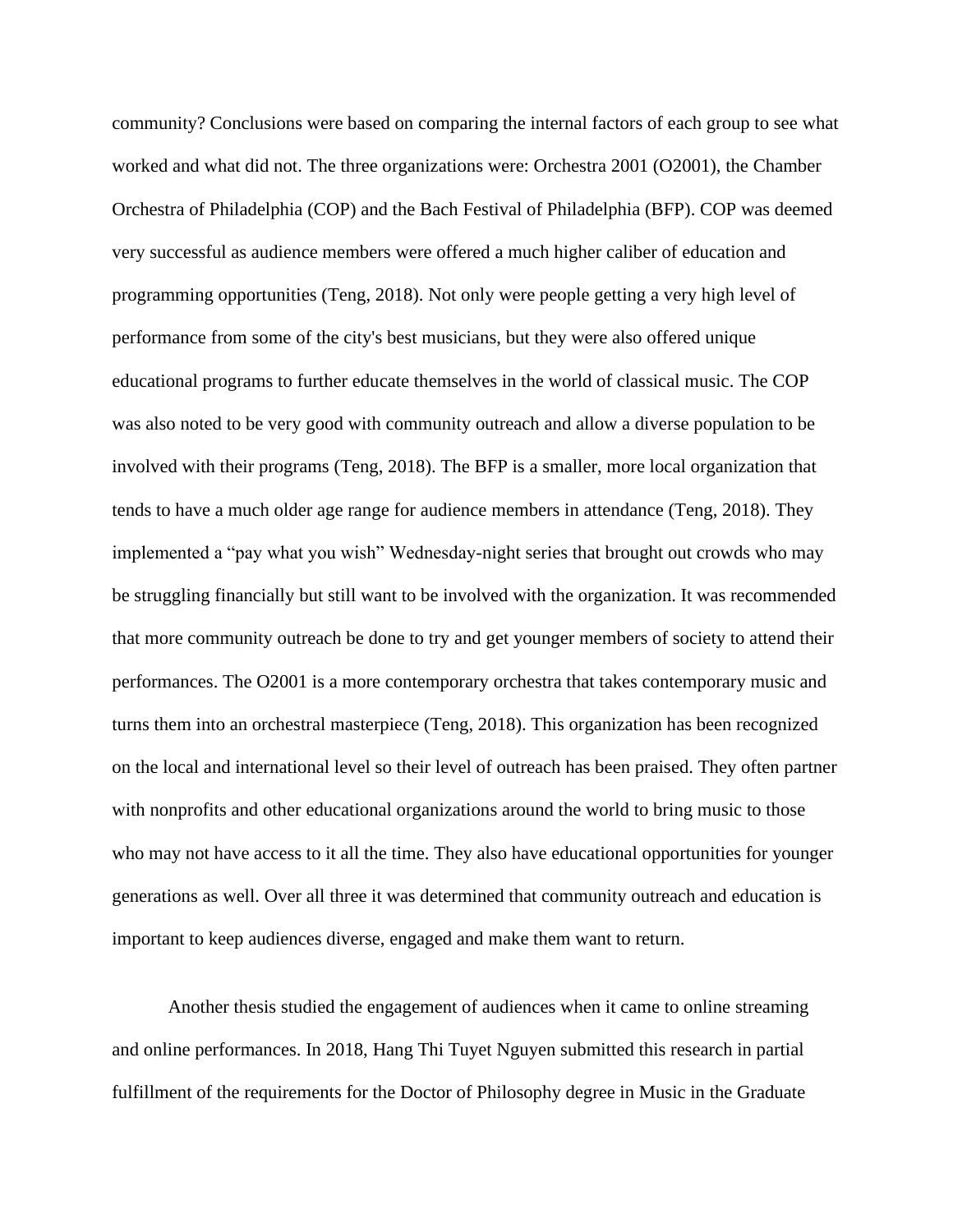community? Conclusions were based on comparing the internal factors of each group to see what worked and what did not. The three organizations were: Orchestra 2001 (O2001), the Chamber Orchestra of Philadelphia (COP) and the Bach Festival of Philadelphia (BFP). COP was deemed very successful as audience members were offered a much higher caliber of education and programming opportunities (Teng, 2018). Not only were people getting a very high level of performance from some of the city's best musicians, but they were also offered unique educational programs to further educate themselves in the world of classical music. The COP was also noted to be very good with community outreach and allow a diverse population to be involved with their programs (Teng, 2018). The BFP is a smaller, more local organization that tends to have a much older age range for audience members in attendance (Teng, 2018). They implemented a "pay what you wish" Wednesday-night series that brought out crowds who may be struggling financially but still want to be involved with the organization. It was recommended that more community outreach be done to try and get younger members of society to attend their performances. The O2001 is a more contemporary orchestra that takes contemporary music and turns them into an orchestral masterpiece (Teng, 2018). This organization has been recognized on the local and international level so their level of outreach has been praised. They often partner with nonprofits and other educational organizations around the world to bring music to those who may not have access to it all the time. They also have educational opportunities for younger generations as well. Over all three it was determined that community outreach and education is important to keep audiences diverse, engaged and make them want to return.

Another thesis studied the engagement of audiences when it came to online streaming and online performances. In 2018, Hang Thi Tuyet Nguyen submitted this research in partial fulfillment of the requirements for the Doctor of Philosophy degree in Music in the Graduate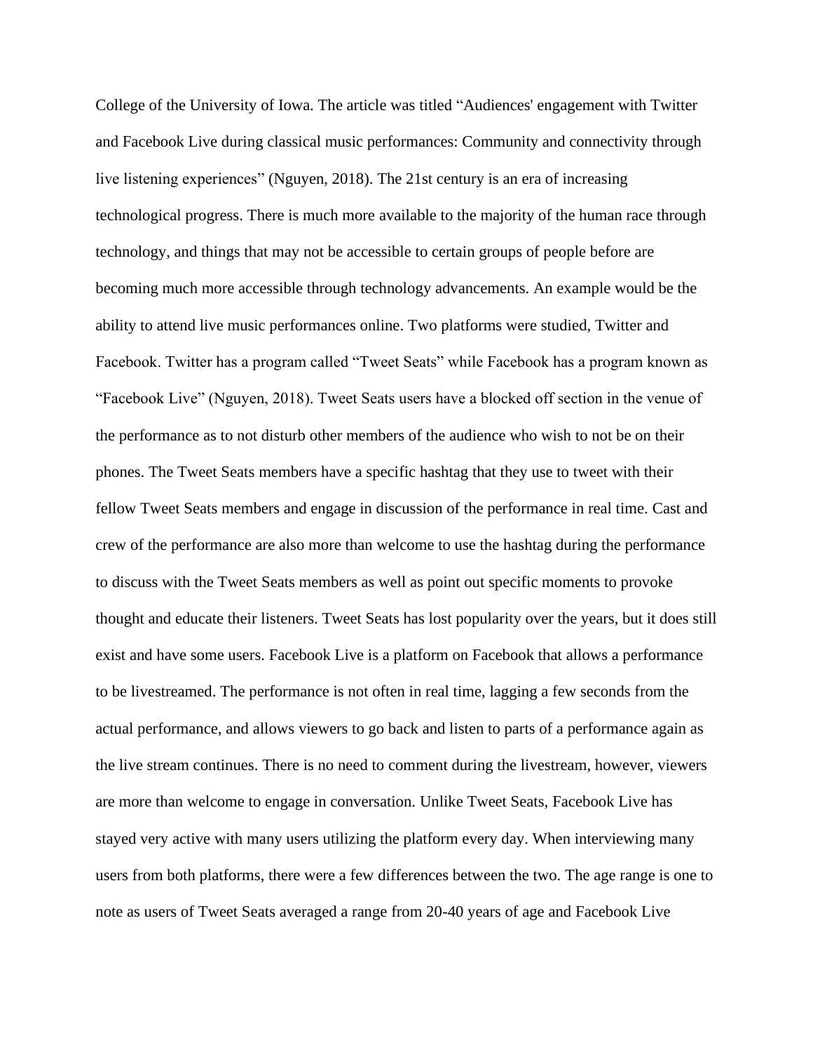College of the University of Iowa. The article was titled "Audiences' engagement with Twitter and Facebook Live during classical music performances: Community and connectivity through live listening experiences" (Nguyen, 2018). The 21st century is an era of increasing technological progress. There is much more available to the majority of the human race through technology, and things that may not be accessible to certain groups of people before are becoming much more accessible through technology advancements. An example would be the ability to attend live music performances online. Two platforms were studied, Twitter and Facebook. Twitter has a program called "Tweet Seats" while Facebook has a program known as "Facebook Live" (Nguyen, 2018). Tweet Seats users have a blocked off section in the venue of the performance as to not disturb other members of the audience who wish to not be on their phones. The Tweet Seats members have a specific hashtag that they use to tweet with their fellow Tweet Seats members and engage in discussion of the performance in real time. Cast and crew of the performance are also more than welcome to use the hashtag during the performance to discuss with the Tweet Seats members as well as point out specific moments to provoke thought and educate their listeners. Tweet Seats has lost popularity over the years, but it does still exist and have some users. Facebook Live is a platform on Facebook that allows a performance to be livestreamed. The performance is not often in real time, lagging a few seconds from the actual performance, and allows viewers to go back and listen to parts of a performance again as the live stream continues. There is no need to comment during the livestream, however, viewers are more than welcome to engage in conversation. Unlike Tweet Seats, Facebook Live has stayed very active with many users utilizing the platform every day. When interviewing many users from both platforms, there were a few differences between the two. The age range is one to note as users of Tweet Seats averaged a range from 20-40 years of age and Facebook Live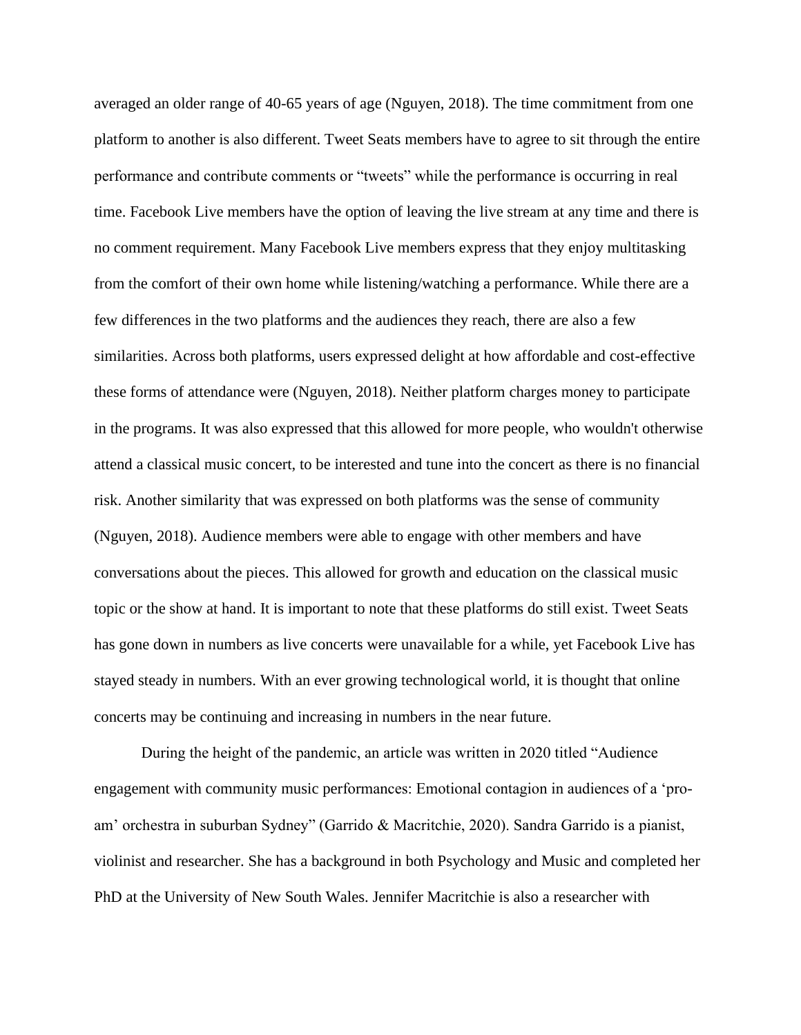averaged an older range of 40-65 years of age (Nguyen, 2018). The time commitment from one platform to another is also different. Tweet Seats members have to agree to sit through the entire performance and contribute comments or "tweets" while the performance is occurring in real time. Facebook Live members have the option of leaving the live stream at any time and there is no comment requirement. Many Facebook Live members express that they enjoy multitasking from the comfort of their own home while listening/watching a performance. While there are a few differences in the two platforms and the audiences they reach, there are also a few similarities. Across both platforms, users expressed delight at how affordable and cost-effective these forms of attendance were (Nguyen, 2018). Neither platform charges money to participate in the programs. It was also expressed that this allowed for more people, who wouldn't otherwise attend a classical music concert, to be interested and tune into the concert as there is no financial risk. Another similarity that was expressed on both platforms was the sense of community (Nguyen, 2018). Audience members were able to engage with other members and have conversations about the pieces. This allowed for growth and education on the classical music topic or the show at hand. It is important to note that these platforms do still exist. Tweet Seats has gone down in numbers as live concerts were unavailable for a while, yet Facebook Live has stayed steady in numbers. With an ever growing technological world, it is thought that online concerts may be continuing and increasing in numbers in the near future.

During the height of the pandemic, an article was written in 2020 titled "Audience engagement with community music performances: Emotional contagion in audiences of a 'pro-am' orchestra in suburban Sydney" (Garrido & Macritchie, 2020). Sandra Garrido is a pianist, violinist and researcher. She has a background in both Psychology and Music and completed her PhD at the University of New South Wales. Jennifer Macritchie is also a researcher with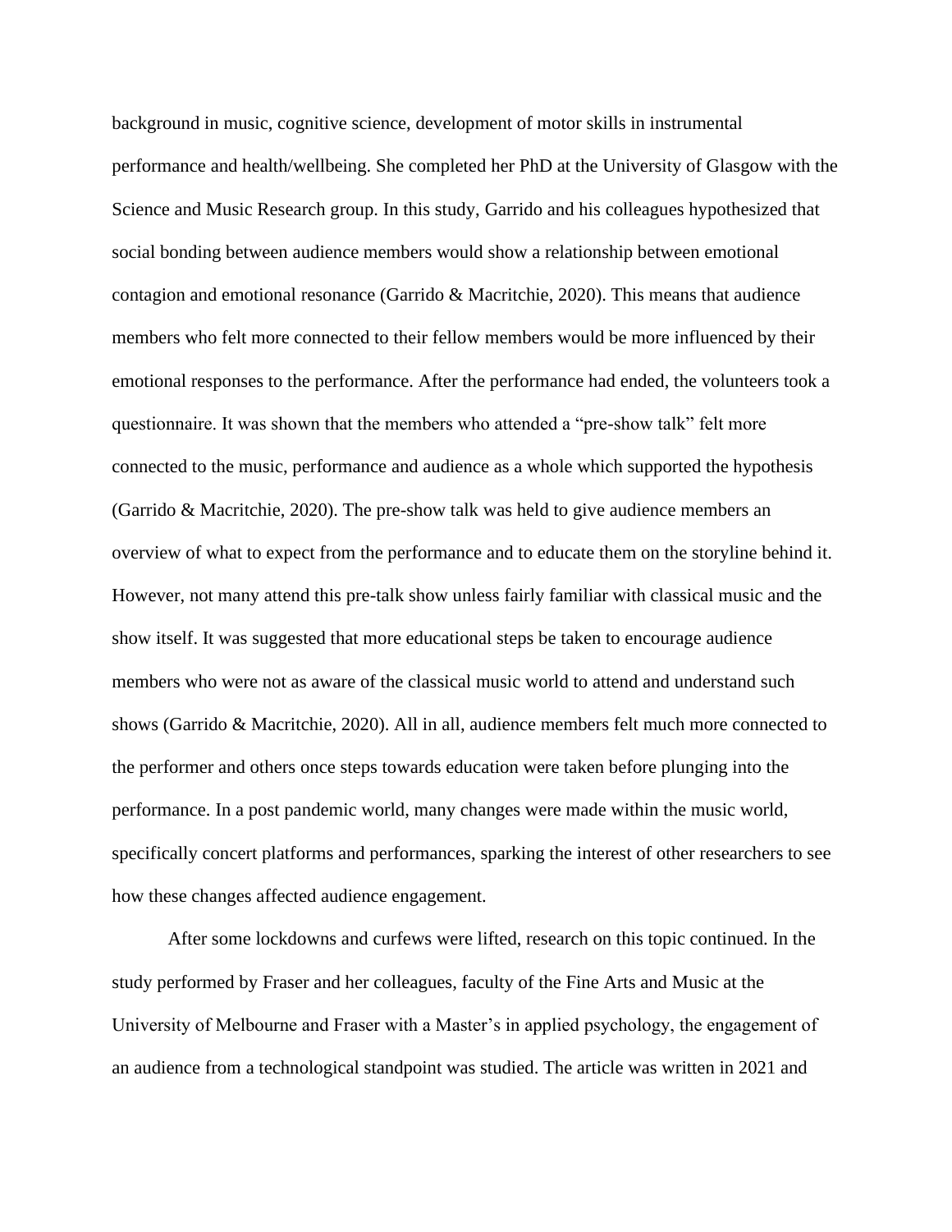background in music, cognitive science, development of motor skills in instrumental performance and health/wellbeing. She completed her PhD at the University of Glasgow with the Science and Music Research group. In this study, Garrido and his colleagues hypothesized that social bonding between audience members would show a relationship between emotional contagion and emotional resonance (Garrido & Macritchie, 2020). This means that audience members who felt more connected to their fellow members would be more influenced by their emotional responses to the performance. After the performance had ended, the volunteers took a questionnaire. It was shown that the members who attended a "pre-show talk" felt more connected to the music, performance and audience as a whole which supported the hypothesis (Garrido & Macritchie, 2020). The pre-show talk was held to give audience members an overview of what to expect from the performance and to educate them on the storyline behind it. However, not many attend this pre-talk show unless fairly familiar with classical music and the show itself. It was suggested that more educational steps be taken to encourage audience members who were not as aware of the classical music world to attend and understand such shows (Garrido & Macritchie, 2020). All in all, audience members felt much more connected to the performer and others once steps towards education were taken before plunging into the performance. In a post pandemic world, many changes were made within the music world, specifically concert platforms and performances, sparking the interest of other researchers to see how these changes affected audience engagement.

After some lockdowns and curfews were lifted, research on this topic continued. In the study performed by Fraser and her colleagues, faculty of the Fine Arts and Music at the University of Melbourne and Fraser with a Master's in applied psychology, the engagement of an audience from a technological standpoint was studied. The article was written in 2021 and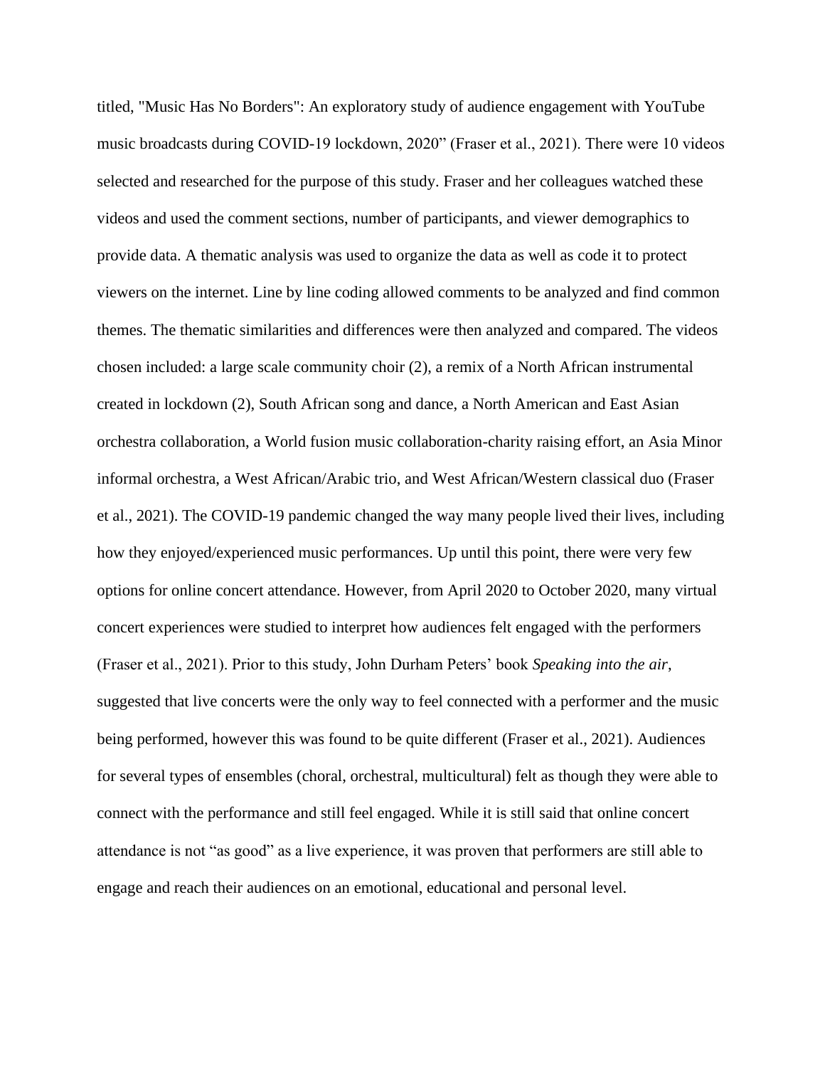titled, "Music Has No Borders": An exploratory study of audience engagement with YouTube music broadcasts during COVID-19 lockdown, 2020" (Fraser et al., 2021). There were 10 videos selected and researched for the purpose of this study. Fraser and her colleagues watched these videos and used the comment sections, number of participants, and viewer demographics to provide data. A thematic analysis was used to organize the data as well as code it to protect viewers on the internet. Line by line coding allowed comments to be analyzed and find common themes. The thematic similarities and differences were then analyzed and compared. The videos chosen included: a large scale community choir (2), a remix of a North African instrumental created in lockdown (2), South African song and dance, a North American and East Asian orchestra collaboration, a World fusion music collaboration-charity raising effort, an Asia Minor informal orchestra, a West African/Arabic trio, and West African/Western classical duo (Fraser et al., 2021). The COVID-19 pandemic changed the way many people lived their lives, including how they enjoyed/experienced music performances. Up until this point, there were very few options for online concert attendance. However, from April 2020 to October 2020, many virtual concert experiences were studied to interpret how audiences felt engaged with the performers (Fraser et al., 2021). Prior to this study, John Durham Peters' book *Speaking into the air*, suggested that live concerts were the only way to feel connected with a performer and the music being performed, however this was found to be quite different (Fraser et al., 2021). Audiences for several types of ensembles (choral, orchestral, multicultural) felt as though they were able to connect with the performance and still feel engaged. While it is still said that online concert attendance is not "as good" as a live experience, it was proven that performers are still able to engage and reach their audiences on an emotional, educational and personal level.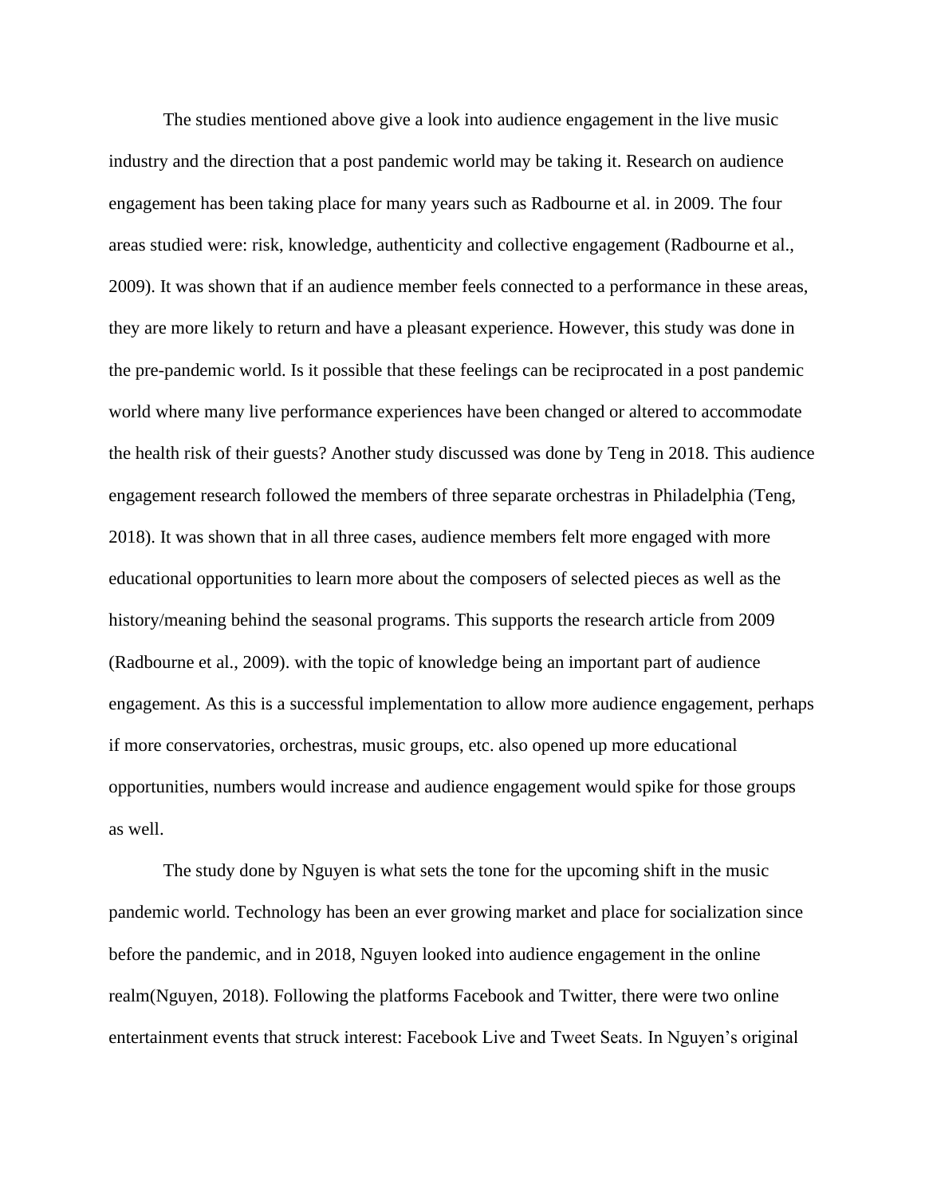The studies mentioned above give a look into audience engagement in the live music industry and the direction that a post pandemic world may be taking it. Research on audience engagement has been taking place for many years such as Radbourne et al. in 2009. The four areas studied were: risk, knowledge, authenticity and collective engagement (Radbourne et al., 2009). It was shown that if an audience member feels connected to a performance in these areas, they are more likely to return and have a pleasant experience. However, this study was done in the pre-pandemic world. Is it possible that these feelings can be reciprocated in a post pandemic world where many live performance experiences have been changed or altered to accommodate the health risk of their guests? Another study discussed was done by Teng in 2018. This audience engagement research followed the members of three separate orchestras in Philadelphia (Teng, 2018). It was shown that in all three cases, audience members felt more engaged with more educational opportunities to learn more about the composers of selected pieces as well as the history/meaning behind the seasonal programs. This supports the research article from 2009 (Radbourne et al., 2009). with the topic of knowledge being an important part of audience engagement. As this is a successful implementation to allow more audience engagement, perhaps if more conservatories, orchestras, music groups, etc. also opened up more educational opportunities, numbers would increase and audience engagement would spike for those groups as well.

The study done by Nguyen is what sets the tone for the upcoming shift in the music pandemic world. Technology has been an ever growing market and place for socialization since before the pandemic, and in 2018, Nguyen looked into audience engagement in the online realm(Nguyen, 2018). Following the platforms Facebook and Twitter, there were two online entertainment events that struck interest: Facebook Live and Tweet Seats. In Nguyen's original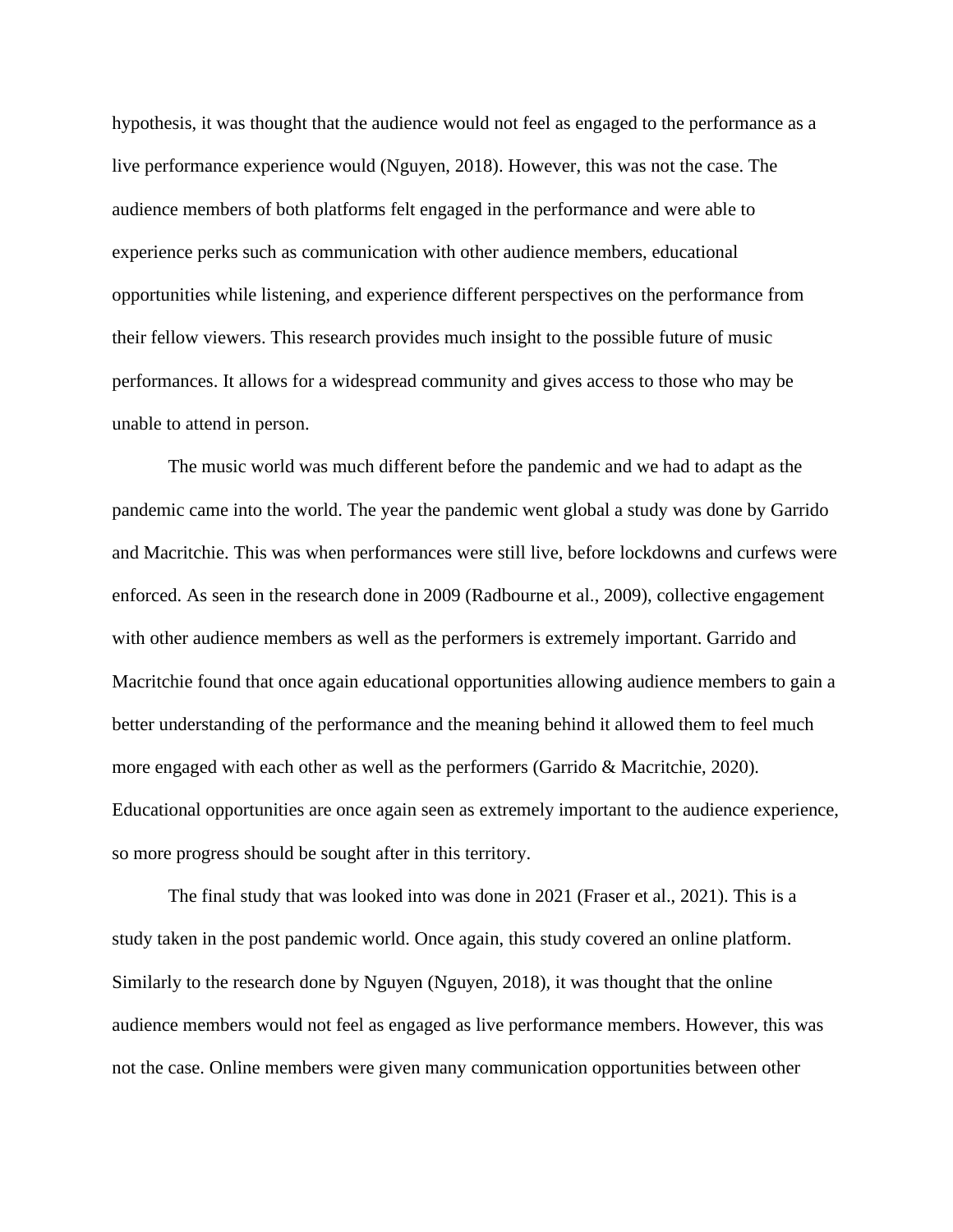hypothesis, it was thought that the audience would not feel as engaged to the performance as a live performance experience would (Nguyen, 2018). However, this was not the case. The audience members of both platforms felt engaged in the performance and were able to experience perks such as communication with other audience members, educational opportunities while listening, and experience different perspectives on the performance from their fellow viewers. This research provides much insight to the possible future of music performances. It allows for a widespread community and gives access to those who may be unable to attend in person.

The music world was much different before the pandemic and we had to adapt as the pandemic came into the world. The year the pandemic went global a study was done by Garrido and Macritchie. This was when performances were still live, before lockdowns and curfews were enforced. As seen in the research done in 2009 (Radbourne et al., 2009), collective engagement with other audience members as well as the performers is extremely important. Garrido and Macritchie found that once again educational opportunities allowing audience members to gain a better understanding of the performance and the meaning behind it allowed them to feel much more engaged with each other as well as the performers (Garrido & Macritchie, 2020). Educational opportunities are once again seen as extremely important to the audience experience, so more progress should be sought after in this territory.

The final study that was looked into was done in 2021 (Fraser et al., 2021). This is a study taken in the post pandemic world. Once again, this study covered an online platform. Similarly to the research done by Nguyen (Nguyen, 2018), it was thought that the online audience members would not feel as engaged as live performance members. However, this was not the case. Online members were given many communication opportunities between other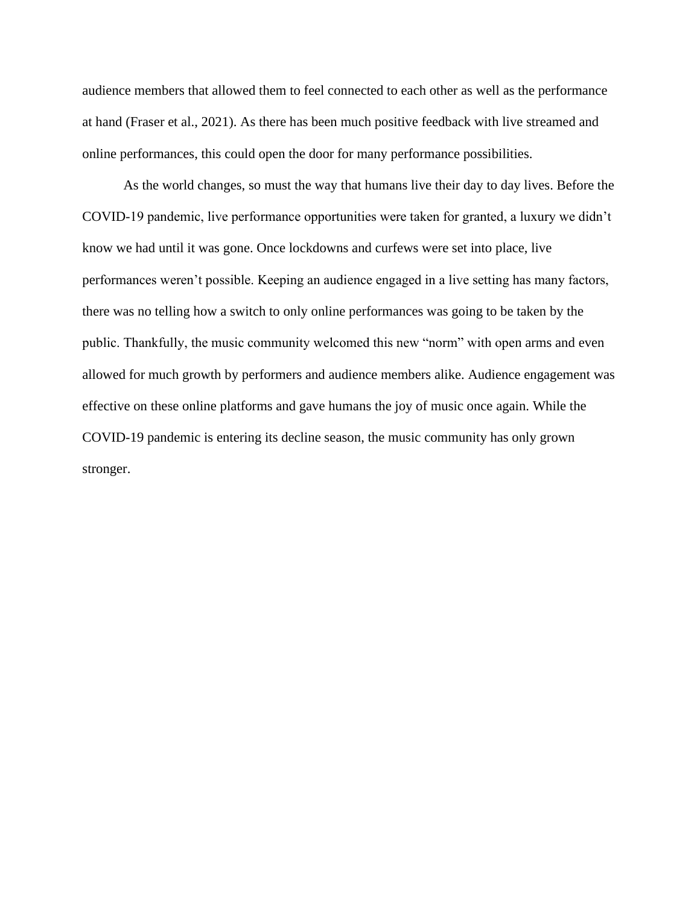audience members that allowed them to feel connected to each other as well as the performance at hand (Fraser et al., 2021). As there has been much positive feedback with live streamed and online performances, this could open the door for many performance possibilities.

As the world changes, so must the way that humans live their day to day lives. Before the COVID-19 pandemic, live performance opportunities were taken for granted, a luxury we didn't know we had until it was gone. Once lockdowns and curfews were set into place, live performances weren't possible. Keeping an audience engaged in a live setting has many factors, there was no telling how a switch to only online performances was going to be taken by the public. Thankfully, the music community welcomed this new "norm" with open arms and even allowed for much growth by performers and audience members alike. Audience engagement was effective on these online platforms and gave humans the joy of music once again. While the COVID-19 pandemic is entering its decline season, the music community has only grown stronger.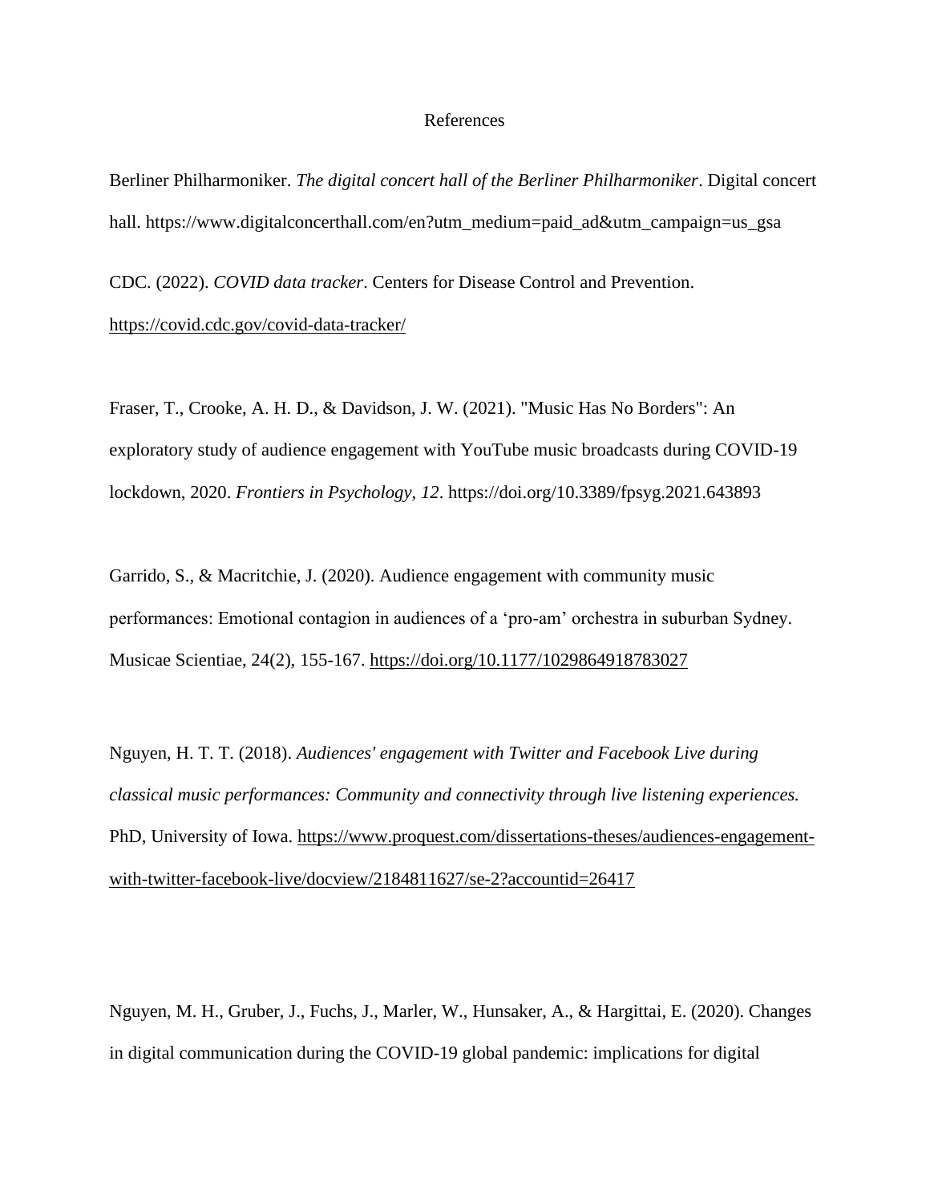References

Berliner Philharmoniker. *The digital concert hall of the Berliner Philharmoniker*. Digital concert hall. https://www.digitalconcerthall.com/en?utm_medium=paid_ad&utm_campaign=us_gsa

CDC. (2022). *COVID data tracker*. Centers for Disease Control and Prevention. https://covid.cdc.gov/covid-data-tracker/

Fraser, T., Crooke, A. H. D., & Davidson, J. W. (2021). "Music Has No Borders": An exploratory study of audience engagement with YouTube music broadcasts during COVID-19 lockdown, 2020. *Frontiers in Psychology, 12*. https://doi.org/10.3389/fpsyg.2021.643893

Garrido, S., & Macritchie, J. (2020). Audience engagement with community music performances: Emotional contagion in audiences of a 'pro-am' orchestra in suburban Sydney. Musicae Scientiae, 24(2), 155-167. https://doi.org/10.1177/1029864918783027

Nguyen, H. T. T. (2018). *Audiences' engagement with Twitter and Facebook Live during classical music performances: Community and connectivity through live listening experiences.* PhD, University of Iowa. https://www.proquest.com/dissertations-theses/audiences-engagement-with-twitter-facebook-live/docview/2184811627/se-2?accountid=26417

Nguyen, M. H., Gruber, J., Fuchs, J., Marler, W., Hunsaker, A., & Hargittai, E. (2020). Changes in digital communication during the COVID-19 global pandemic: implications for digital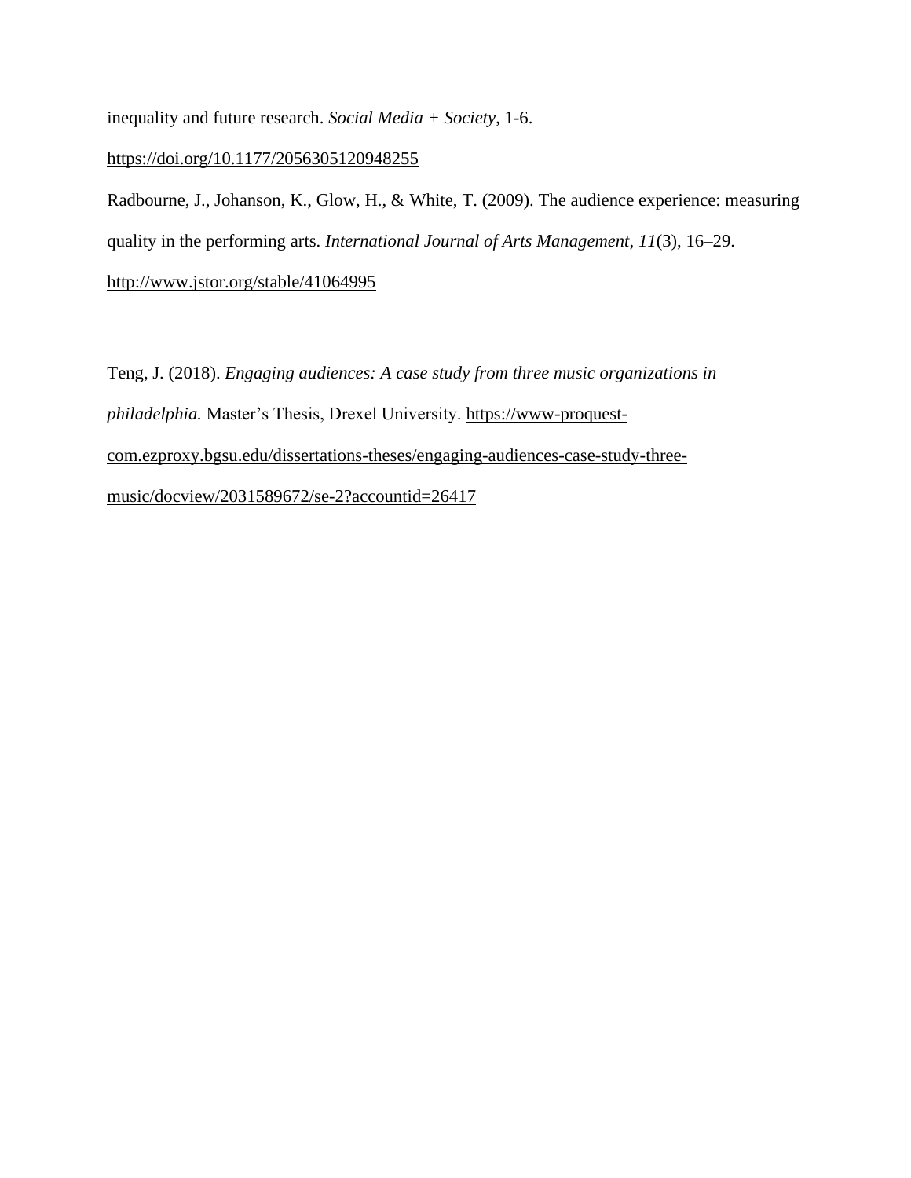inequality and future research. *Social Media + Society*, 1-6. https://doi.org/10.1177/2056305120948255

Radbourne, J., Johanson, K., Glow, H., & White, T. (2009). The audience experience: measuring quality in the performing arts. *International Journal of Arts Management*, *11*(3), 16–29. http://www.jstor.org/stable/41064995

Teng, J. (2018). *Engaging audiences: A case study from three music organizations in philadelphia.* Master's Thesis, Drexel University. https://www-proquest-com.ezproxy.bgsu.edu/dissertations-theses/engaging-audiences-case-study-three-music/docview/2031589672/se-2?accountid=26417